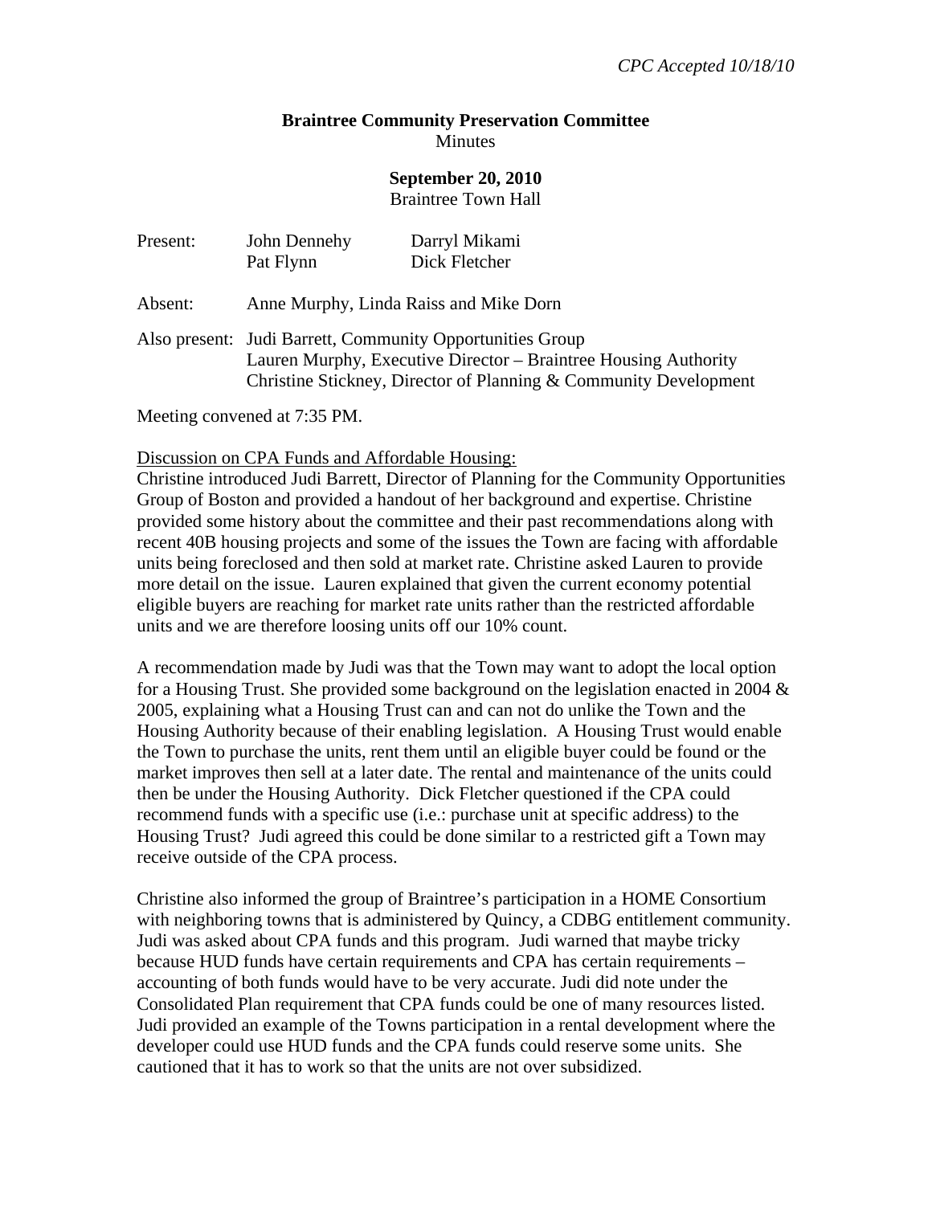*CPC Accepted 10/18/10*

**Braintree Community Preservation Committee**
Minutes

**September 20, 2010**
Braintree Town Hall

| Present: | John Dennehy | Darryl Mikami |
|---|---|---|
| | Pat Flynn | Dick Fletcher |

Absent: Anne Murphy, Linda Raiss and Mike Dorn

Also present: Judi Barrett, Community Opportunities Group
Lauren Murphy, Executive Director – Braintree Housing Authority
Christine Stickney, Director of Planning & Community Development

Meeting convened at 7:35 PM.

Discussion on CPA Funds and Affordable Housing:

Christine introduced Judi Barrett, Director of Planning for the Community Opportunities Group of Boston and provided a handout of her background and expertise. Christine provided some history about the committee and their past recommendations along with recent 40B housing projects and some of the issues the Town are facing with affordable units being foreclosed and then sold at market rate. Christine asked Lauren to provide more detail on the issue. Lauren explained that given the current economy potential eligible buyers are reaching for market rate units rather than the restricted affordable units and we are therefore loosing units off our 10% count.

A recommendation made by Judi was that the Town may want to adopt the local option for a Housing Trust. She provided some background on the legislation enacted in 2004 & 2005, explaining what a Housing Trust can and can not do unlike the Town and the Housing Authority because of their enabling legislation. A Housing Trust would enable the Town to purchase the units, rent them until an eligible buyer could be found or the market improves then sell at a later date. The rental and maintenance of the units could then be under the Housing Authority. Dick Fletcher questioned if the CPA could recommend funds with a specific use (i.e.: purchase unit at specific address) to the Housing Trust? Judi agreed this could be done similar to a restricted gift a Town may receive outside of the CPA process.

Christine also informed the group of Braintree's participation in a HOME Consortium with neighboring towns that is administered by Quincy, a CDBG entitlement community. Judi was asked about CPA funds and this program. Judi warned that maybe tricky because HUD funds have certain requirements and CPA has certain requirements – accounting of both funds would have to be very accurate. Judi did note under the Consolidated Plan requirement that CPA funds could be one of many resources listed. Judi provided an example of the Towns participation in a rental development where the developer could use HUD funds and the CPA funds could reserve some units. She cautioned that it has to work so that the units are not over subsidized.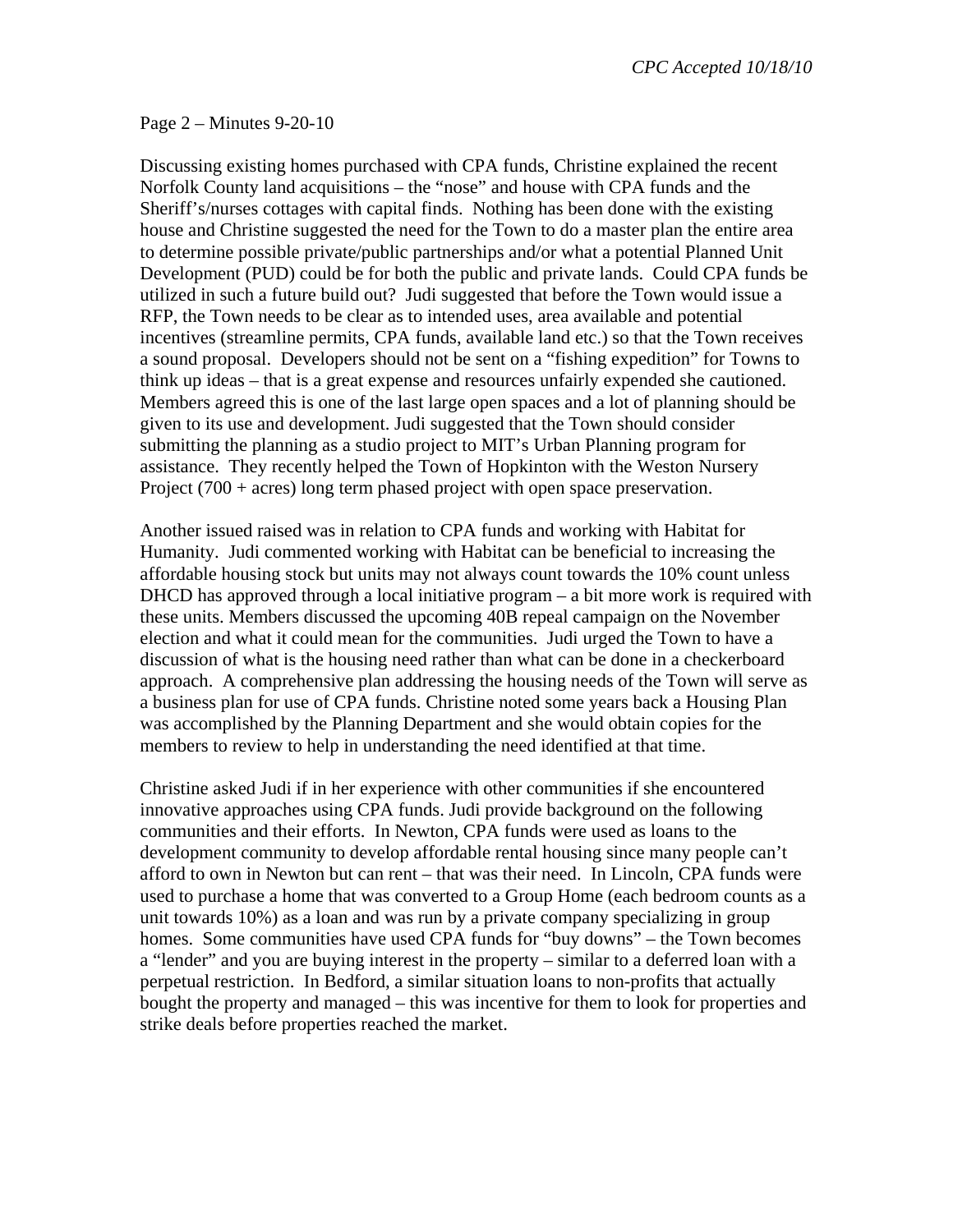Page 2 – Minutes 9-20-10

Discussing existing homes purchased with CPA funds, Christine explained the recent Norfolk County land acquisitions – the "nose" and house with CPA funds and the Sheriff's/nurses cottages with capital finds. Nothing has been done with the existing house and Christine suggested the need for the Town to do a master plan the entire area to determine possible private/public partnerships and/or what a potential Planned Unit Development (PUD) could be for both the public and private lands. Could CPA funds be utilized in such a future build out? Judi suggested that before the Town would issue a RFP, the Town needs to be clear as to intended uses, area available and potential incentives (streamline permits, CPA funds, available land etc.) so that the Town receives a sound proposal. Developers should not be sent on a "fishing expedition" for Towns to think up ideas – that is a great expense and resources unfairly expended she cautioned. Members agreed this is one of the last large open spaces and a lot of planning should be given to its use and development. Judi suggested that the Town should consider submitting the planning as a studio project to MIT's Urban Planning program for assistance. They recently helped the Town of Hopkinton with the Weston Nursery Project (700 + acres) long term phased project with open space preservation.

Another issued raised was in relation to CPA funds and working with Habitat for Humanity. Judi commented working with Habitat can be beneficial to increasing the affordable housing stock but units may not always count towards the 10% count unless DHCD has approved through a local initiative program – a bit more work is required with these units. Members discussed the upcoming 40B repeal campaign on the November election and what it could mean for the communities. Judi urged the Town to have a discussion of what is the housing need rather than what can be done in a checkerboard approach. A comprehensive plan addressing the housing needs of the Town will serve as a business plan for use of CPA funds. Christine noted some years back a Housing Plan was accomplished by the Planning Department and she would obtain copies for the members to review to help in understanding the need identified at that time.

Christine asked Judi if in her experience with other communities if she encountered innovative approaches using CPA funds. Judi provide background on the following communities and their efforts. In Newton, CPA funds were used as loans to the development community to develop affordable rental housing since many people can't afford to own in Newton but can rent – that was their need. In Lincoln, CPA funds were used to purchase a home that was converted to a Group Home (each bedroom counts as a unit towards 10%) as a loan and was run by a private company specializing in group homes. Some communities have used CPA funds for "buy downs" – the Town becomes a "lender" and you are buying interest in the property – similar to a deferred loan with a perpetual restriction. In Bedford, a similar situation loans to non-profits that actually bought the property and managed – this was incentive for them to look for properties and strike deals before properties reached the market.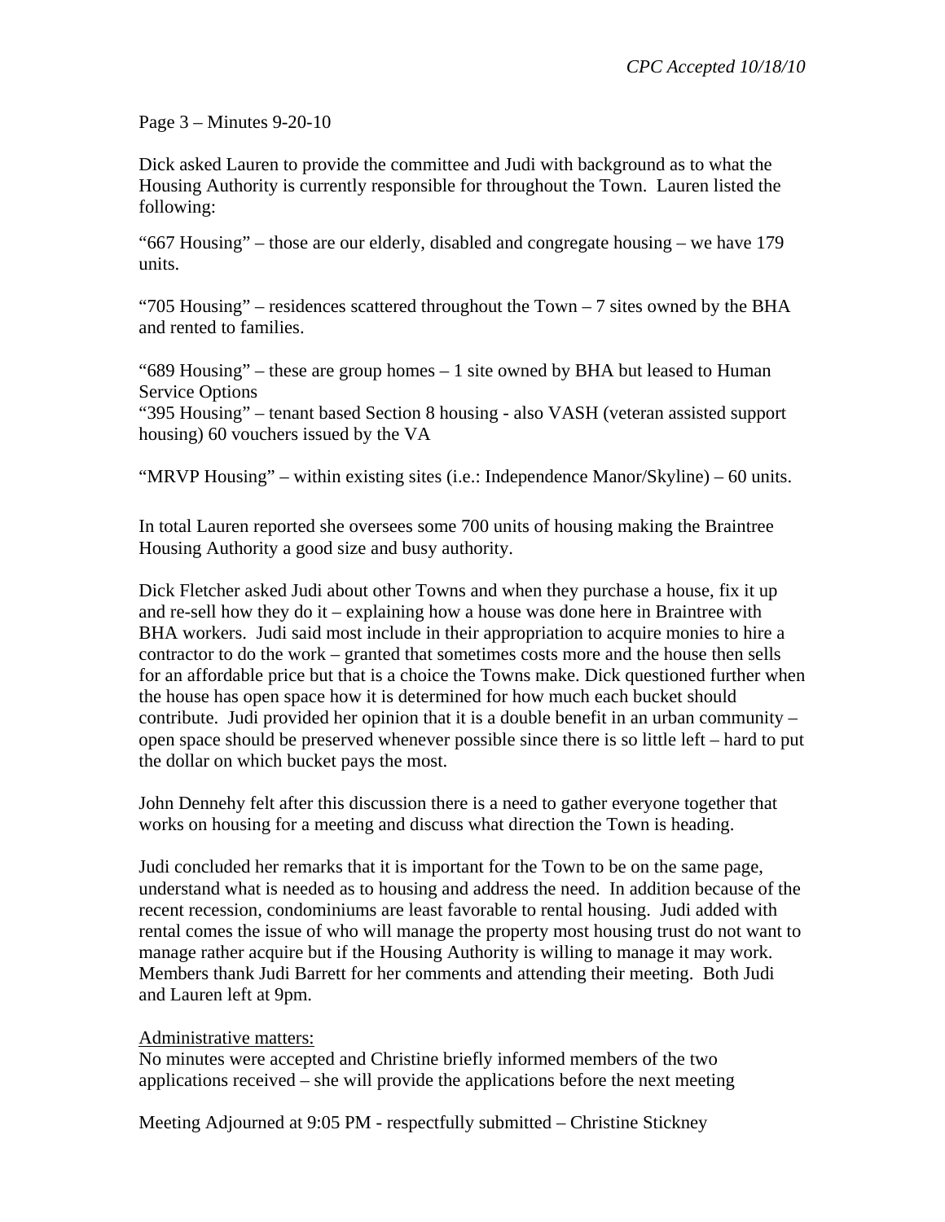Dick asked Lauren to provide the committee and Judi with background as to what the Housing Authority is currently responsible for throughout the Town. Lauren listed the following:

"667 Housing" – those are our elderly, disabled and congregate housing – we have 179 units.

"705 Housing" – residences scattered throughout the Town – 7 sites owned by the BHA and rented to families.

"689 Housing" – these are group homes – 1 site owned by BHA but leased to Human Service Options
"395 Housing" – tenant based Section 8 housing - also VASH (veteran assisted support housing) 60 vouchers issued by the VA

"MRVP Housing" – within existing sites (i.e.: Independence Manor/Skyline) – 60 units.

In total Lauren reported she oversees some 700 units of housing making the Braintree Housing Authority a good size and busy authority.

Dick Fletcher asked Judi about other Towns and when they purchase a house, fix it up and re-sell how they do it – explaining how a house was done here in Braintree with BHA workers. Judi said most include in their appropriation to acquire monies to hire a contractor to do the work – granted that sometimes costs more and the house then sells for an affordable price but that is a choice the Towns make. Dick questioned further when the house has open space how it is determined for how much each bucket should contribute. Judi provided her opinion that it is a double benefit in an urban community – open space should be preserved whenever possible since there is so little left – hard to put the dollar on which bucket pays the most.

John Dennehy felt after this discussion there is a need to gather everyone together that works on housing for a meeting and discuss what direction the Town is heading.

Judi concluded her remarks that it is important for the Town to be on the same page, understand what is needed as to housing and address the need. In addition because of the recent recession, condominiums are least favorable to rental housing. Judi added with rental comes the issue of who will manage the property most housing trust do not want to manage rather acquire but if the Housing Authority is willing to manage it may work. Members thank Judi Barrett for her comments and attending their meeting. Both Judi and Lauren left at 9pm.

Administrative matters:
No minutes were accepted and Christine briefly informed members of the two applications received – she will provide the applications before the next meeting

Meeting Adjourned at 9:05 PM - respectfully submitted – Christine Stickney